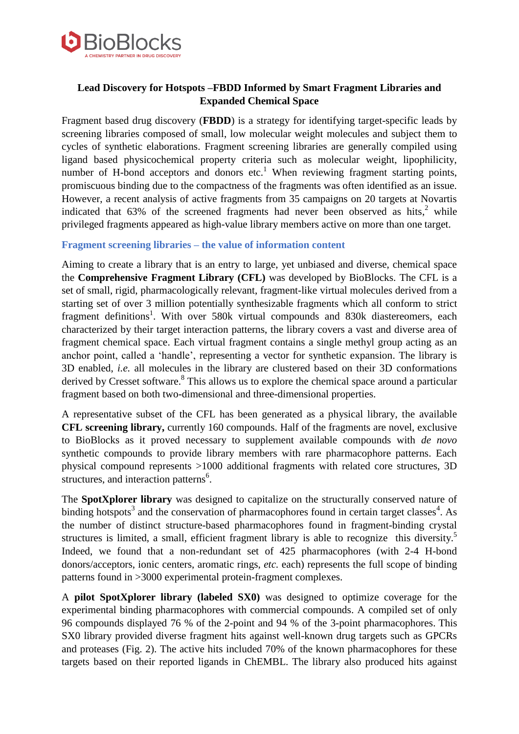# Lead Discovery for Hotspots –FBDD Informed by Smart Fragment Libraries and Expanded Chemical Space

Fragment based drug discovery (**FBDD**) is a strategy for identifying target-specific leads by screening libraries composed of small, low molecular weight molecules and subject them to cycles of synthetic elaborations. Fragment screening libraries are generally compiled using ligand based physicochemical property criteria such as molecular weight, lipophilicity, number of H-bond acceptors and donors etc.[1] When reviewing fragment starting points, promiscuous binding due to the compactness of the fragments was often identified as an issue. However, a recent analysis of active fragments from 35 campaigns on 20 targets at Novartis indicated that 63% of the screened fragments had never been observed as hits,[2] while privileged fragments appeared as high-value library members active on more than one target.

## Fragment screening libraries – the value of information content

Aiming to create a library that is an entry to large, yet unbiased and diverse, chemical space the **Comprehensive Fragment Library (CFL)** was developed by BioBlocks. The CFL is a set of small, rigid, pharmacologically relevant, fragment-like virtual molecules derived from a starting set of over 3 million potentially synthesizable fragments which all conform to strict fragment definitions[1]. With over 580k virtual compounds and 830k diastereomers, each characterized by their target interaction patterns, the library covers a vast and diverse area of fragment chemical space. Each virtual fragment contains a single methyl group acting as an anchor point, called a 'handle', representing a vector for synthetic expansion. The library is 3D enabled, *i.e.* all molecules in the library are clustered based on their 3D conformations derived by Cresset software.[8] This allows us to explore the chemical space around a particular fragment based on both two-dimensional and three-dimensional properties.

A representative subset of the CFL has been generated as a physical library, the available **CFL screening library,** currently 160 compounds. Half of the fragments are novel, exclusive to BioBlocks as it proved necessary to supplement available compounds with *de novo* synthetic compounds to provide library members with rare pharmacophore patterns. Each physical compound represents >1000 additional fragments with related core structures, 3D structures, and interaction patterns[6].

The **SpotXplorer library** was designed to capitalize on the structurally conserved nature of binding hotspots[3] and the conservation of pharmacophores found in certain target classes[4]. As the number of distinct structure-based pharmacophores found in fragment-binding crystal structures is limited, a small, efficient fragment library is able to recognize this diversity.[5] Indeed, we found that a non-redundant set of 425 pharmacophores (with 2-4 H-bond donors/acceptors, ionic centers, aromatic rings, *etc.* each) represents the full scope of binding patterns found in >3000 experimental protein-fragment complexes.

A **pilot SpotXplorer library (labeled SX0)** was designed to optimize coverage for the experimental binding pharmacophores with commercial compounds. A compiled set of only 96 compounds displayed 76 % of the 2-point and 94 % of the 3-point pharmacophores. This SX0 library provided diverse fragment hits against well-known drug targets such as GPCRs and proteases (Fig. 2). The active hits included 70% of the known pharmacophores for these targets based on their reported ligands in ChEMBL. The library also produced hits against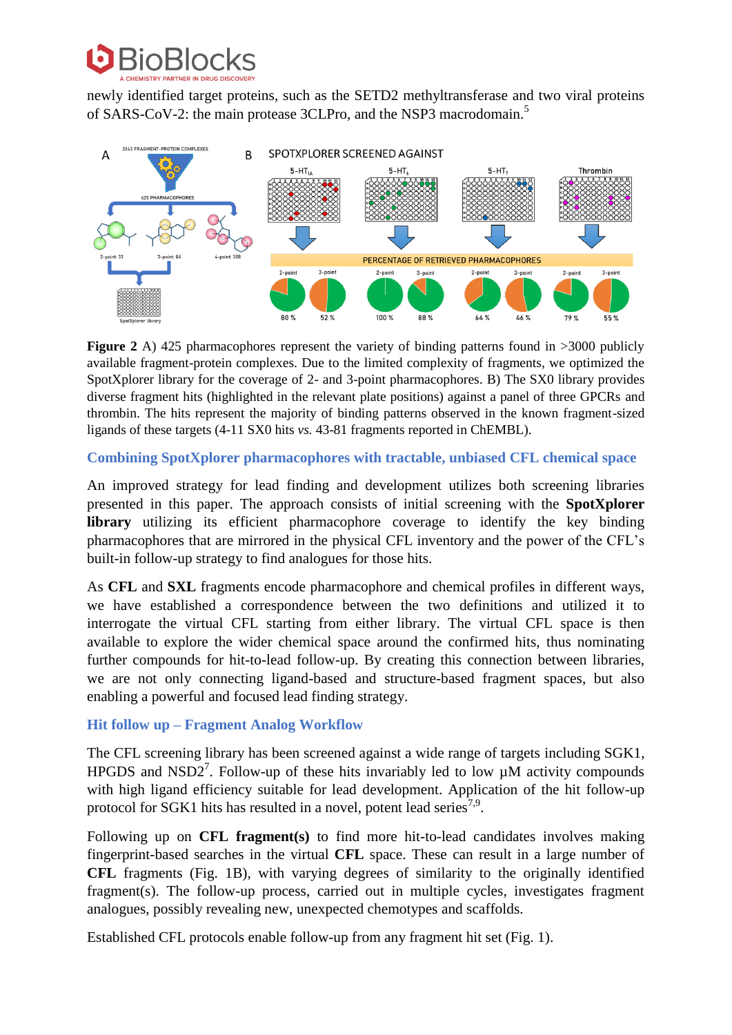newly identified target proteins, such as the SETD2 methyltransferase and two viral proteins of SARS-CoV-2: the main protease 3CLPro, and the NSP3 macrodomain.[5]

**Figure 2** A) 425 pharmacophores represent the variety of binding patterns found in >3000 publicly available fragment-protein complexes. Due to the limited complexity of fragments, we optimized the SpotXplorer library for the coverage of 2- and 3-point pharmacophores. B) The SX0 library provides diverse fragment hits (highlighted in the relevant plate positions) against a panel of three GPCRs and thrombin. The hits represent the majority of binding patterns observed in the known fragment-sized ligands of these targets (4-11 SX0 hits *vs.* 43-81 fragments reported in ChEMBL).

### Combining SpotXplorer pharmacophores with tractable, unbiased CFL chemical space

An improved strategy for lead finding and development utilizes both screening libraries presented in this paper. The approach consists of initial screening with the **SpotXplorer library** utilizing its efficient pharmacophore coverage to identify the key binding pharmacophores that are mirrored in the physical CFL inventory and the power of the CFL's built-in follow-up strategy to find analogues for those hits.

As **CFL** and **SXL** fragments encode pharmacophore and chemical profiles in different ways, we have established a correspondence between the two definitions and utilized it to interrogate the virtual CFL starting from either library. The virtual CFL space is then available to explore the wider chemical space around the confirmed hits, thus nominating further compounds for hit-to-lead follow-up. By creating this connection between libraries, we are not only connecting ligand-based and structure-based fragment spaces, but also enabling a powerful and focused lead finding strategy.

### Hit follow up – Fragment Analog Workflow

The CFL screening library has been screened against a wide range of targets including SGK1, HPGDS and NSD2[7]. Follow-up of these hits invariably led to low µM activity compounds with high ligand efficiency suitable for lead development. Application of the hit follow-up protocol for SGK1 hits has resulted in a novel, potent lead series[7,9].

Following up on **CFL fragment(s)** to find more hit-to-lead candidates involves making fingerprint-based searches in the virtual **CFL** space. These can result in a large number of **CFL** fragments (Fig. 1B), with varying degrees of similarity to the originally identified fragment(s). The follow-up process, carried out in multiple cycles, investigates fragment analogues, possibly revealing new, unexpected chemotypes and scaffolds.

Established CFL protocols enable follow-up from any fragment hit set (Fig. 1).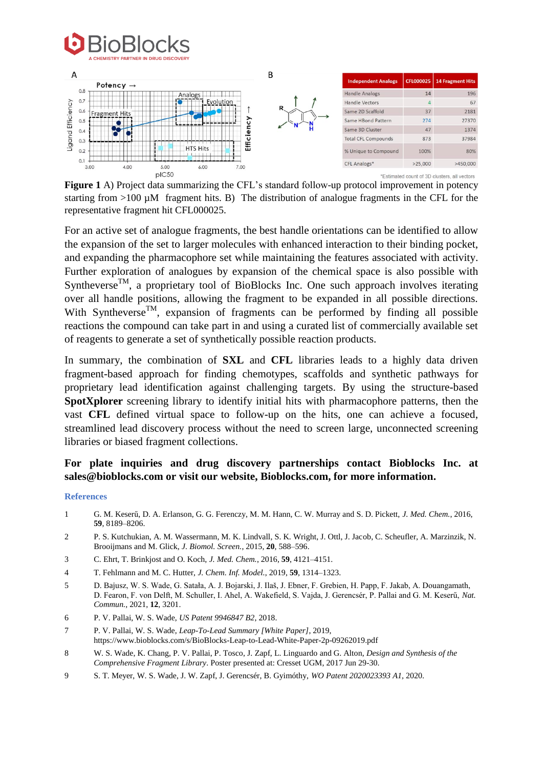BioBlocks
A CHEMISTRY PARTNER IN DRUG DISCOVERY

A

Potency →

Ligand Efficiency

Efficiency →

Analogs

Evolution

Fragment Hits

HTS Hits

0.8
0.7
0.6
0.5
0.4
0.3
0.2
0.1

3.00
4.00
5.00
6.00
7.00

pIC50

B

| Independent Analogs | CFL000025 | 14 Fragment Hits |
|---|---|---|
| Handle Analogs | 14 | 196 |
| Handle Vectors | 4 | 67 |
| Same 2D Scaffold | 37 | 2181 |
| Same HBond Pattern | 274 | 27370 |
| Same 3D Cluster | 47 | 1374 |
| Total CFL Compounds | 873 | 37984 |
| % Unique to Compound | 100% | 80% |
| CFL Analogs* | >25,000 | >450,000 |

*Estimated count of 3D clusters, all vectors

**Figure 1** A) Project data summarizing the CFL's standard follow-up protocol improvement in potency starting from >100 µM fragment hits. B) The distribution of analogue fragments in the CFL for the representative fragment hit CFL000025.

For an active set of analogue fragments, the best handle orientations can be identified to allow the expansion of the set to larger molecules with enhanced interaction to their binding pocket, and expanding the pharmacophore set while maintaining the features associated with activity. Further exploration of analogues by expansion of the chemical space is also possible with Syntheverse™, a proprietary tool of BioBlocks Inc. One such approach involves iterating over all handle positions, allowing the fragment to be expanded in all possible directions. With Syntheverse™, expansion of fragments can be performed by finding all possible reactions the compound can take part in and using a curated list of commercially available set of reagents to generate a set of synthetically possible reaction products.

In summary, the combination of **SXL** and **CFL** libraries leads to a highly data driven fragment-based approach for finding chemotypes, scaffolds and synthetic pathways for proprietary lead identification against challenging targets. By using the structure-based **SpotXplorer** screening library to identify initial hits with pharmacophore patterns, then the vast **CFL** defined virtual space to follow-up on the hits, one can achieve a focused, streamlined lead discovery process without the need to screen large, unconnected screening libraries or biased fragment collections.

**For plate inquiries and drug discovery partnerships contact Bioblocks Inc. at sales@bioblocks.com or visit our website, Bioblocks.com, for more information.**

## References

1. G. M. Keserű, D. A. Erlanson, G. G. Ferenczy, M. M. Hann, C. W. Murray and S. D. Pickett, *J. Med. Chem.*, 2016, **59**, 8189–8206.
2. P. S. Kutchukian, A. M. Wassermann, M. K. Lindvall, S. K. Wright, J. Ottl, J. Jacob, C. Scheufler, A. Marzinzik, N. Brooijmans and M. Glick, *J. Biomol. Screen.*, 2015, **20**, 588–596.
3. C. Ehrt, T. Brinkjost and O. Koch, *J. Med. Chem.*, 2016, **59**, 4121–4151.
4. T. Fehlmann and M. C. Hutter, *J. Chem. Inf. Model.*, 2019, **59**, 1314–1323.
5. D. Bajusz, W. S. Wade, G. Satała, A. J. Bojarski, J. Ilaš, J. Ebner, F. Grebien, H. Papp, F. Jakab, A. Douangamath, D. Fearon, F. von Delft, M. Schuller, I. Ahel, A. Wakefield, S. Vajda, J. Gerencsér, P. Pallai and G. M. Keserű, *Nat. Commun.*, 2021, **12**, 3201.
6. P. V. Pallai, W. S. Wade, *US Patent 9946847 B2*, 2018.
7. P. V. Pallai, W. S. Wade, *Leap-To-Lead Summary [White Paper]*, 2019, https://www.bioblocks.com/s/BioBlocks-Leap-to-Lead-White-Paper-2p-09262019.pdf
8. W. S. Wade, K. Chang, P. V. Pallai, P. Tosco, J. Zapf, L. Linguardo and G. Alton, *Design and Synthesis of the Comprehensive Fragment Library*. Poster presented at: Cresset UGM, 2017 Jun 29-30.
9. S. T. Meyer, W. S. Wade, J. W. Zapf, J. Gerencsér, B. Gyimóthy, *WO Patent 2020023393 A1*, 2020.